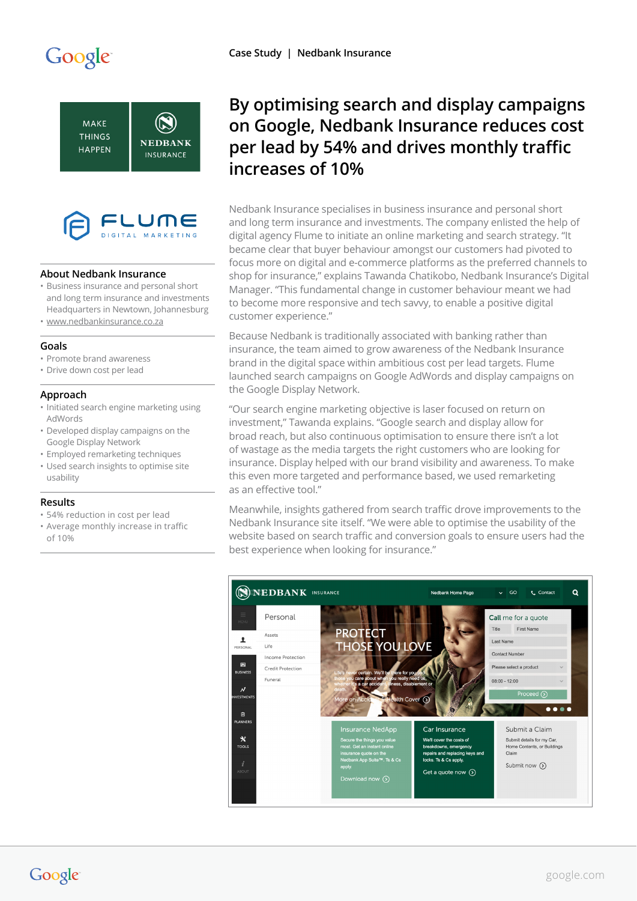Case Study | Nedbank Insurance

# By optimising search and display campaigns on Google, Nedbank Insurance reduces cost per lead by 54% and drives monthly traffic increases of 10%

Nedbank Insurance specialises in business insurance and personal short and long term insurance and investments. The company enlisted the help of digital agency Flume to initiate an online marketing and search strategy. "It became clear that buyer behaviour amongst our customers had pivoted to focus more on digital and e-commerce platforms as the preferred channels to shop for insurance," explains Tawanda Chatikobo, Nedbank Insurance's Digital Manager. "This fundamental change in customer behaviour meant we had to become more responsive and tech savvy, to enable a positive digital customer experience."

Because Nedbank is traditionally associated with banking rather than insurance, the team aimed to grow awareness of the Nedbank Insurance brand in the digital space within ambitious cost per lead targets. Flume launched search campaigns on Google AdWords and display campaigns on the Google Display Network.

"Our search engine marketing objective is laser focused on return on investment," Tawanda explains. "Google search and display allow for broad reach, but also continuous optimisation to ensure there isn't a lot of wastage as the media targets the right customers who are looking for insurance. Display helped with our brand visibility and awareness. To make this even more targeted and performance based, we used remarketing as an effective tool."

Meanwhile, insights gathered from search traffic drove improvements to the Nedbank Insurance site itself. "We were able to optimise the usability of the website based on search traffic and conversion goals to ensure users had the best experience when looking for insurance."

## About Nedbank Insurance

- Business insurance and personal short and long term insurance and investments Headquarters in Newtown, Johannesburg
- www.nedbankinsurance.co.za

## Goals

- Promote brand awareness
- Drive down cost per lead

## Approach

- Initiated search engine marketing using AdWords
- Developed display campaigns on the Google Display Network
- Employed remarketing techniques
- Used search insights to optimise site usability

## Results

- 54% reduction in cost per lead
- Average monthly increase in traffic of 10%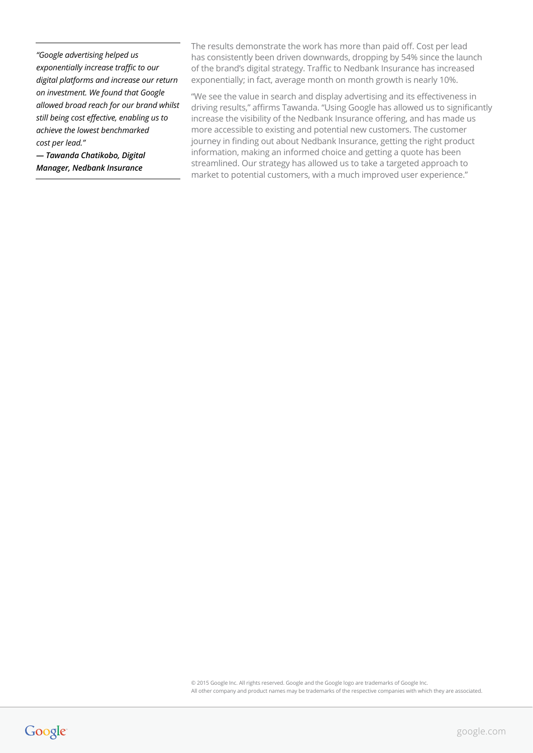*"Google advertising helped us exponentially increase traffic to our digital platforms and increase our return on investment. We found that Google allowed broad reach for our brand whilst still being cost effective, enabling us to achieve the lowest benchmarked cost per lead."*

***— Tawanda Chatikobo, Digital Manager, Nedbank Insurance***

The results demonstrate the work has more than paid off. Cost per lead has consistently been driven downwards, dropping by 54% since the launch of the brand's digital strategy. Traffic to Nedbank Insurance has increased exponentially; in fact, average month on month growth is nearly 10%.

"We see the value in search and display advertising and its effectiveness in driving results," affirms Tawanda. "Using Google has allowed us to significantly increase the visibility of the Nedbank Insurance offering, and has made us more accessible to existing and potential new customers. The customer journey in finding out about Nedbank Insurance, getting the right product information, making an informed choice and getting a quote has been streamlined. Our strategy has allowed us to take a targeted approach to market to potential customers, with a much improved user experience."

© 2015 Google Inc. All rights reserved. Google and the Google logo are trademarks of Google Inc.
All other company and product names may be trademarks of the respective companies with which they are associated.

Google

google.com